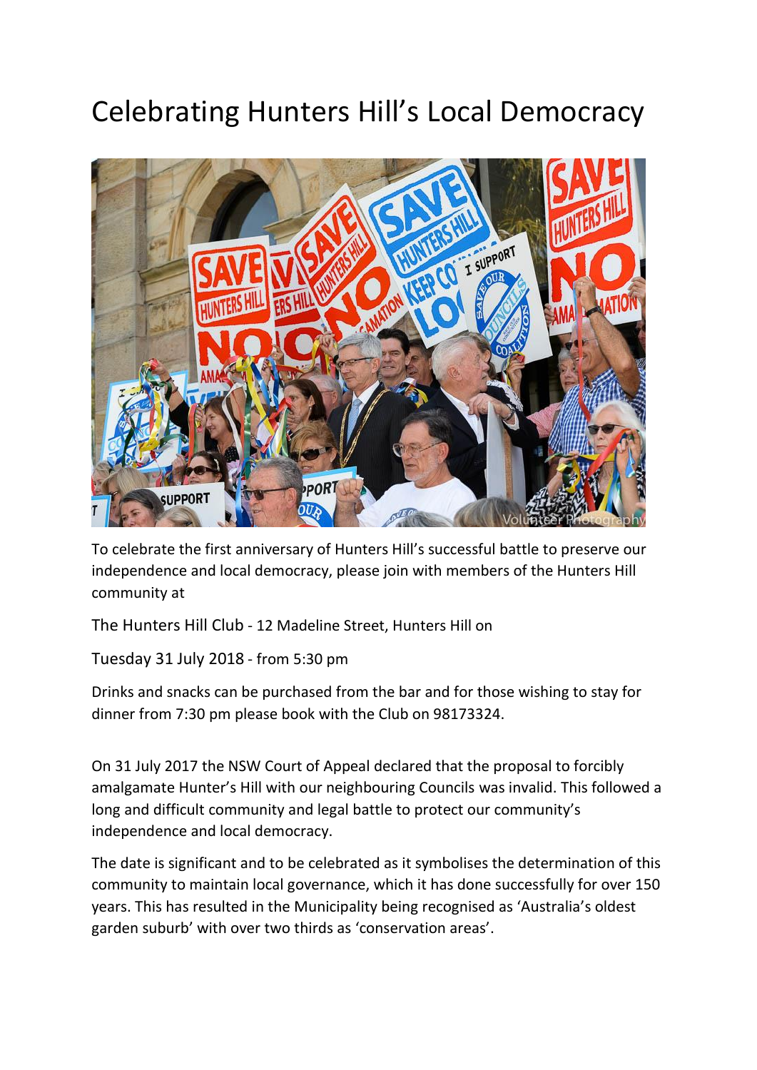# Celebrating Hunters Hill's Local Democracy

To celebrate the first anniversary of Hunters Hill's successful battle to preserve our independence and local democracy, please join with members of the Hunters Hill community at

The Hunters Hill Club - 12 Madeline Street, Hunters Hill on

Tuesday 31 July 2018 - from 5:30 pm

Drinks and snacks can be purchased from the bar and for those wishing to stay for dinner from 7:30 pm please book with the Club on 98173324.

On 31 July 2017 the NSW Court of Appeal declared that the proposal to forcibly amalgamate Hunter's Hill with our neighbouring Councils was invalid. This followed a long and difficult community and legal battle to protect our community's independence and local democracy.

The date is significant and to be celebrated as it symbolises the determination of this community to maintain local governance, which it has done successfully for over 150 years. This has resulted in the Municipality being recognised as 'Australia's oldest garden suburb' with over two thirds as 'conservation areas'.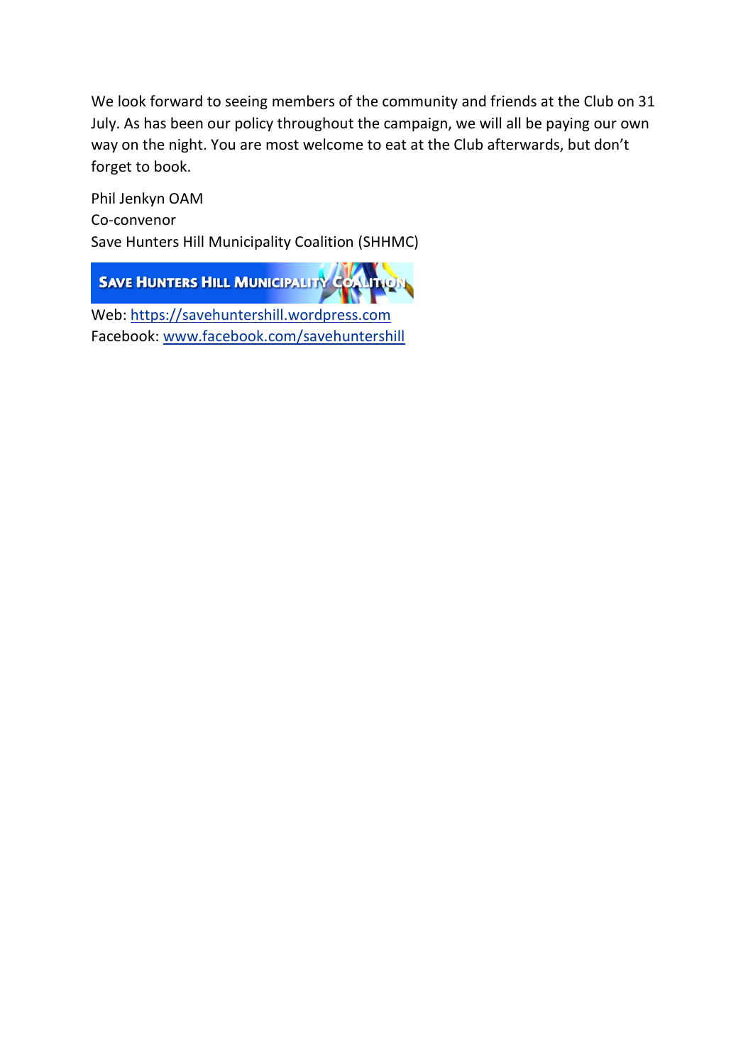We look forward to seeing members of the community and friends at the Club on 31 July. As has been our policy throughout the campaign, we will all be paying our own way on the night. You are most welcome to eat at the Club afterwards, but don't forget to book.

Phil Jenkyn OAM
Co-convenor
Save Hunters Hill Municipality Coalition (SHHMC)

SAVE HUNTERS HILL MUNICIPALITY COALITION

Web: [https://savehuntershill.wordpress.com](https://savehuntershill.wordpress.com)
Facebook: [www.facebook.com/savehuntershill](www.facebook.com/savehuntershill)